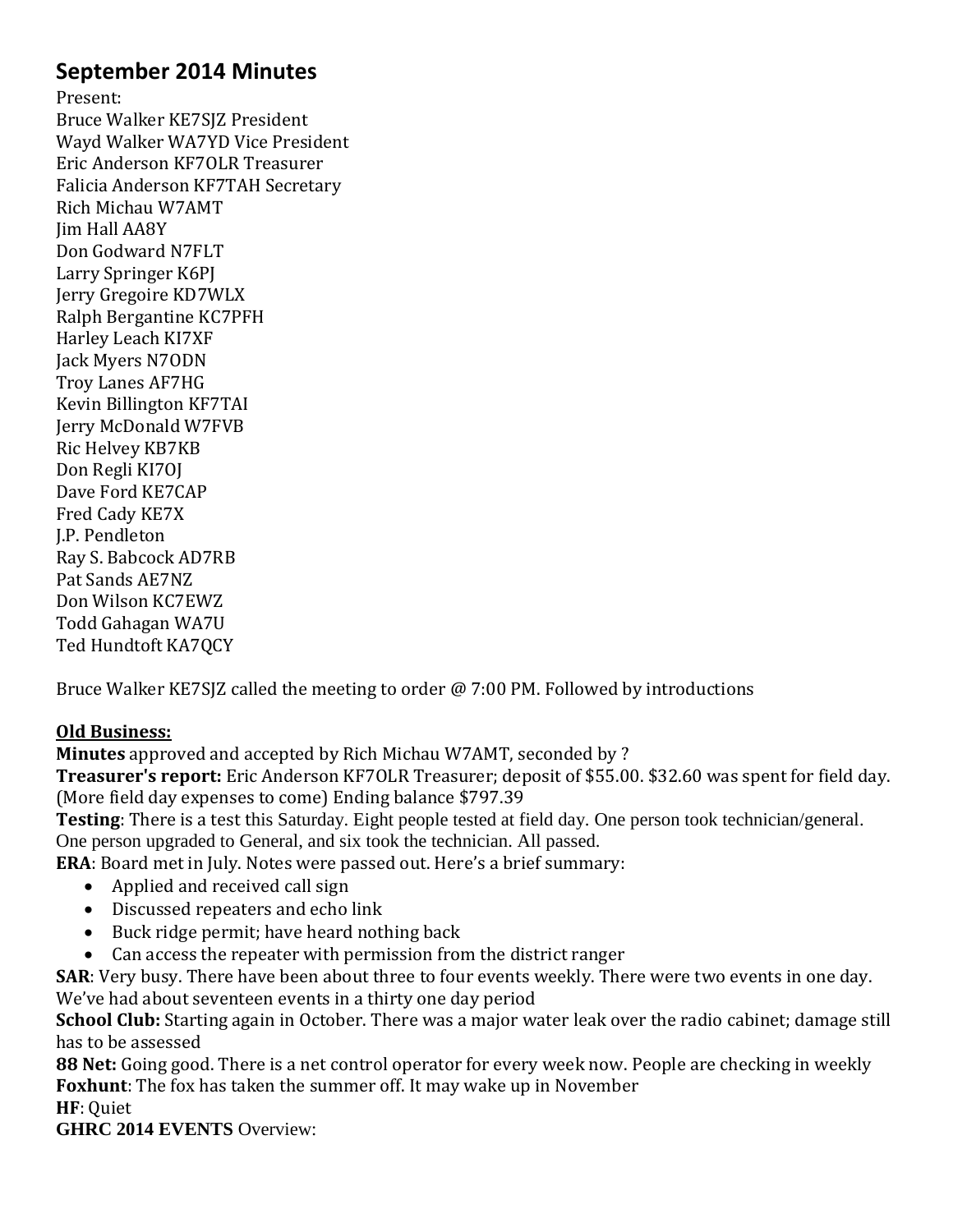# September 2014 Minutes

Present:
Bruce Walker KE7SJZ President
Wayd Walker WA7YD Vice President
Eric Anderson KF7OLR Treasurer
Falicia Anderson KF7TAH Secretary
Rich Michau W7AMT
Jim Hall AA8Y
Don Godward N7FLT
Larry Springer K6PJ
Jerry Gregoire KD7WLX
Ralph Bergantine KC7PFH
Harley Leach KI7XF
Jack Myers N7ODN
Troy Lanes AF7HG
Kevin Billington KF7TAI
Jerry McDonald W7FVB
Ric Helvey KB7KB
Don Regli KI7OJ
Dave Ford KE7CAP
Fred Cady KE7X
J.P. Pendleton
Ray S. Babcock AD7RB
Pat Sands AE7NZ
Don Wilson KC7EWZ
Todd Gahagan WA7U
Ted Hundtoft KA7QCY

Bruce Walker KE7SJZ called the meeting to order @ 7:00 PM. Followed by introductions

**Old Business:**

**Minutes** approved and accepted by Rich Michau W7AMT, seconded by ?
**Treasurer's report:** Eric Anderson KF7OLR Treasurer; deposit of $55.00. $32.60 was spent for field day. (More field day expenses to come) Ending balance $797.39
**Testing**: There is a test this Saturday. Eight people tested at field day. One person took technician/general. One person upgraded to General, and six took the technician. All passed.
**ERA**: Board met in July. Notes were passed out. Here's a brief summary:

- Applied and received call sign
- Discussed repeaters and echo link
- Buck ridge permit; have heard nothing back
- Can access the repeater with permission from the district ranger

**SAR**: Very busy. There have been about three to four events weekly. There were two events in one day. We've had about seventeen events in a thirty one day period
**School Club:** Starting again in October. There was a major water leak over the radio cabinet; damage still has to be assessed
**88 Net:** Going good. There is a net control operator for every week now. People are checking in weekly
**Foxhunt**: The fox has taken the summer off. It may wake up in November
**HF**: Quiet
**GHRC 2014 EVENTS** Overview: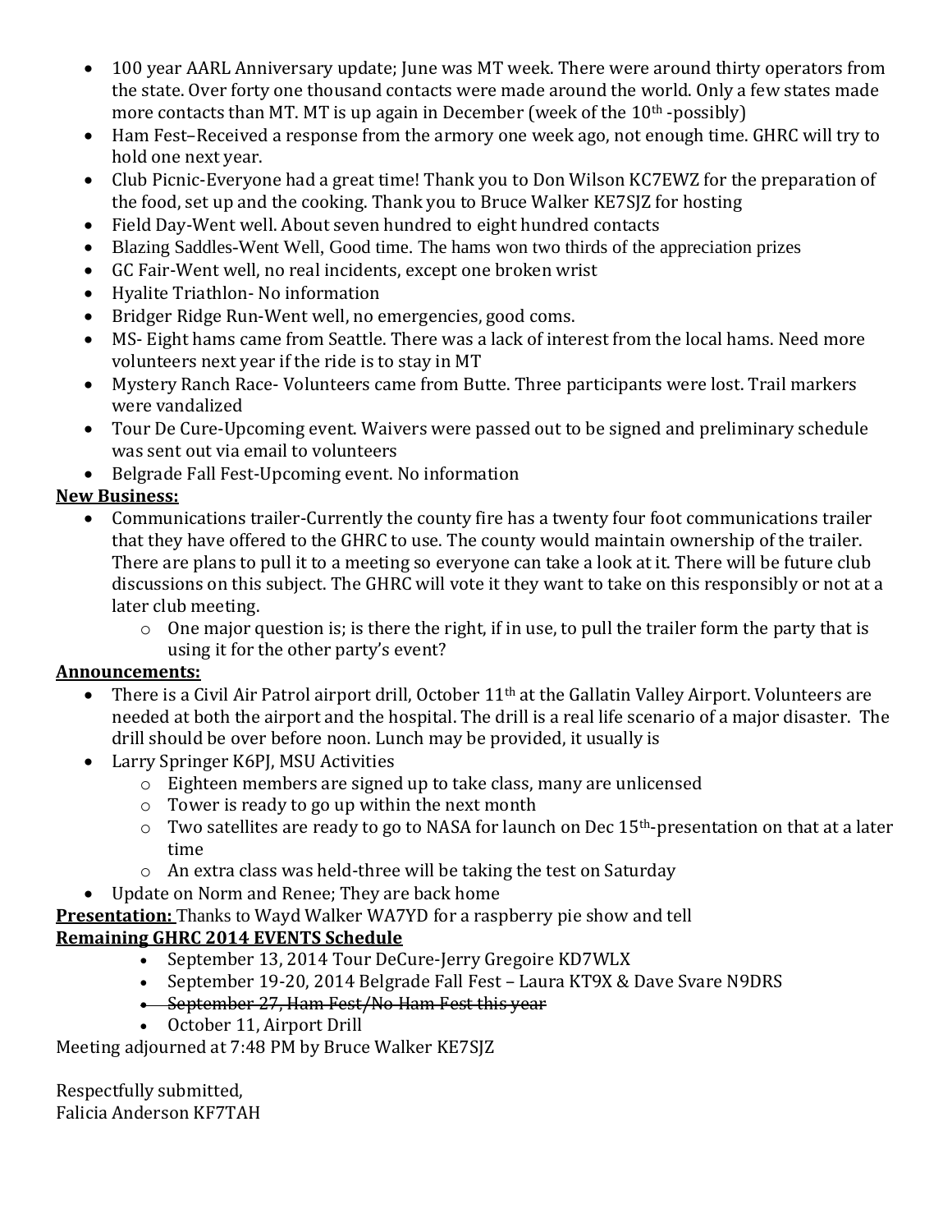- 100 year AARL Anniversary update; June was MT week. There were around thirty operators from the state. Over forty one thousand contacts were made around the world. Only a few states made more contacts than MT. MT is up again in December (week of the 10th -possibly)
- Ham Fest–Received a response from the armory one week ago, not enough time. GHRC will try to hold one next year.
- Club Picnic-Everyone had a great time! Thank you to Don Wilson KC7EWZ for the preparation of the food, set up and the cooking. Thank you to Bruce Walker KE7SJZ for hosting
- Field Day-Went well. About seven hundred to eight hundred contacts
- Blazing Saddles-Went Well, Good time. The hams won two thirds of the appreciation prizes
- GC Fair-Went well, no real incidents, except one broken wrist
- Hyalite Triathlon- No information
- Bridger Ridge Run-Went well, no emergencies, good coms.
- MS- Eight hams came from Seattle. There was a lack of interest from the local hams. Need more volunteers next year if the ride is to stay in MT
- Mystery Ranch Race- Volunteers came from Butte. Three participants were lost. Trail markers were vandalized
- Tour De Cure-Upcoming event. Waivers were passed out to be signed and preliminary schedule was sent out via email to volunteers
- Belgrade Fall Fest-Upcoming event. No information

**New Business:**

- Communications trailer-Currently the county fire has a twenty four foot communications trailer that they have offered to the GHRC to use. The county would maintain ownership of the trailer. There are plans to pull it to a meeting so everyone can take a look at it. There will be future club discussions on this subject. The GHRC will vote it they want to take on this responsibly or not at a later club meeting.
  - One major question is; is there the right, if in use, to pull the trailer form the party that is using it for the other party's event?

**Announcements:**

- There is a Civil Air Patrol airport drill, October 11th at the Gallatin Valley Airport. Volunteers are needed at both the airport and the hospital. The drill is a real life scenario of a major disaster. The drill should be over before noon. Lunch may be provided, it usually is
- Larry Springer K6PJ, MSU Activities
  - Eighteen members are signed up to take class, many are unlicensed
  - Tower is ready to go up within the next month
  - Two satellites are ready to go to NASA for launch on Dec 15th-presentation on that at a later time
  - An extra class was held-three will be taking the test on Saturday
- Update on Norm and Renee; They are back home

**Presentation:** Thanks to Wayd Walker WA7YD for a raspberry pie show and tell

**Remaining GHRC 2014 EVENTS Schedule**

- September 13, 2014 Tour DeCure-Jerry Gregoire KD7WLX
- September 19-20, 2014 Belgrade Fall Fest – Laura KT9X & Dave Svare N9DRS
- ~~September 27, Ham Fest/No Ham Fest this year~~
- October 11, Airport Drill

Meeting adjourned at 7:48 PM by Bruce Walker KE7SJZ

Respectfully submitted,
Falicia Anderson KF7TAH